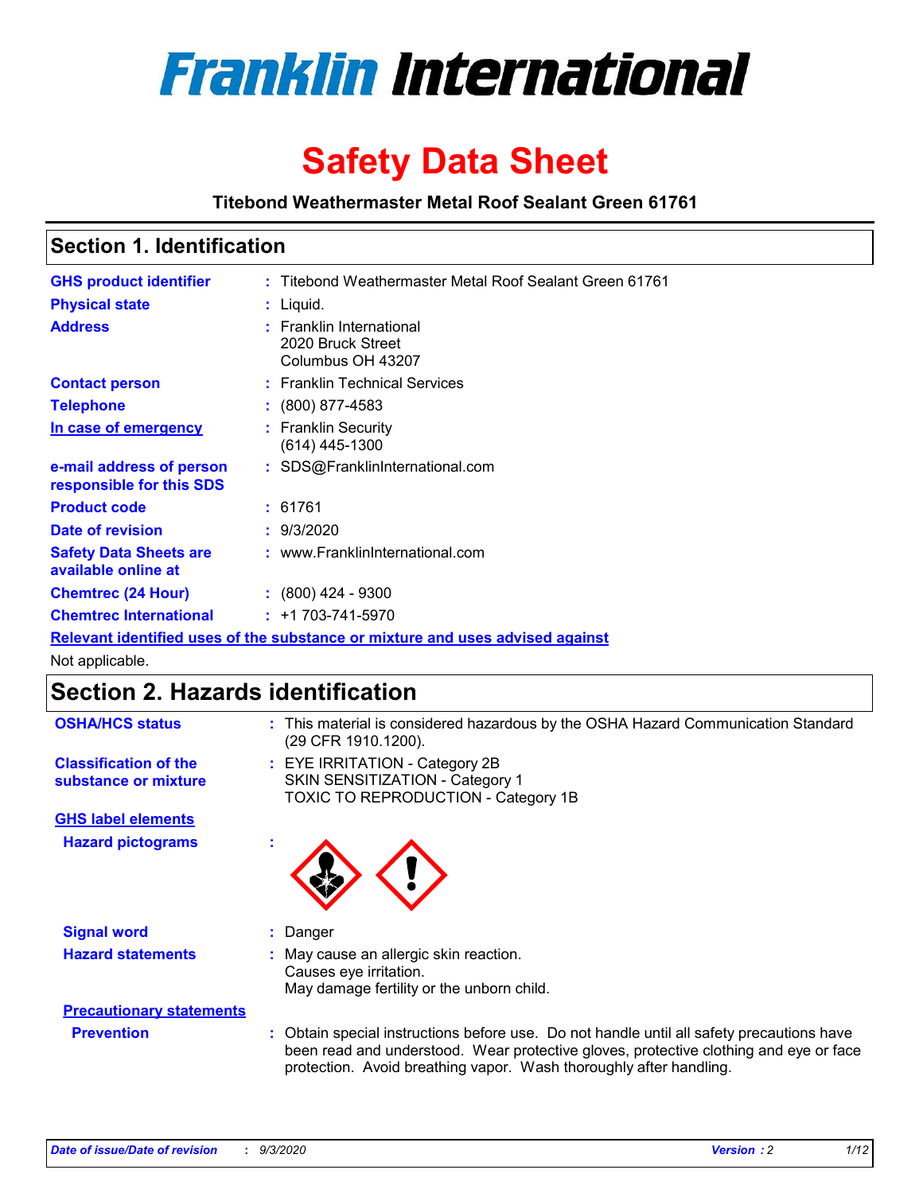# Franklin International

# Safety Data Sheet

**Titebond Weathermaster Metal Roof Sealant Green 61761**

## Section 1. Identification

| | | |
|---|---|---|
| **GHS product identifier** | : | Titebond Weathermaster Metal Roof Sealant Green 61761 |
| **Physical state** | : | Liquid. |
| **Address** | : | Franklin International<br>2020 Bruck Street<br>Columbus OH 43207 |
| **Contact person** | : | Franklin Technical Services |
| **Telephone** | : | (800) 877-4583 |
| **In case of emergency** | : | Franklin Security<br>(614) 445-1300 |
| **e-mail address of person responsible for this SDS** | : | SDS@FranklinInternational.com |
| **Product code** | : | 61761 |
| **Date of revision** | : | 9/3/2020 |
| **Safety Data Sheets are available online at** | : | www.FranklinInternational.com |
| **Chemtrec (24 Hour)** | : | (800) 424 - 9300 |
| **Chemtrec International** | : | +1 703-741-5970 |

**Relevant identified uses of the substance or mixture and uses advised against**

Not applicable.

## Section 2. Hazards identification

| | | |
|---|---|---|
| **OSHA/HCS status** | : | This material is considered hazardous by the OSHA Hazard Communication Standard (29 CFR 1910.1200). |
| **Classification of the substance or mixture** | : | EYE IRRITATION - Category 2B<br>SKIN SENSITIZATION - Category 1<br>TOXIC TO REPRODUCTION - Category 1B |

**GHS label elements**

| | | |
|---|---|---|
| **Hazard pictograms** | : | |
| **Signal word** | : | Danger |
| **Hazard statements** | : | May cause an allergic skin reaction.<br>Causes eye irritation.<br>May damage fertility or the unborn child. |

**Precautionary statements**

| | | |
|---|---|---|
| **Prevention** | : | Obtain special instructions before use. Do not handle until all safety precautions have been read and understood. Wear protective gloves, protective clothing and eye or face protection. Avoid breathing vapor. Wash thoroughly after handling. |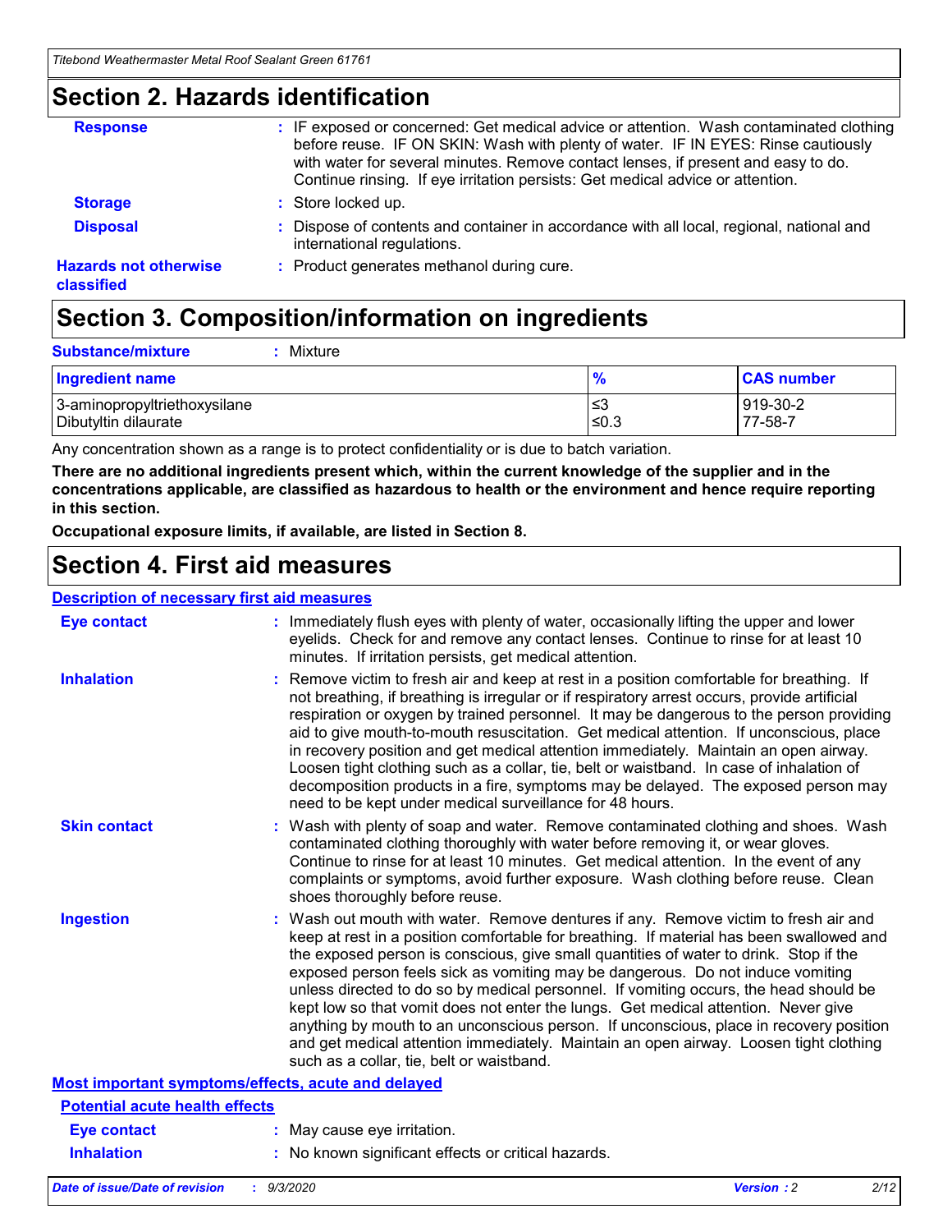## Section 2. Hazards identification

**Response** : IF exposed or concerned: Get medical advice or attention. Wash contaminated clothing before reuse. IF ON SKIN: Wash with plenty of water. IF IN EYES: Rinse cautiously with water for several minutes. Remove contact lenses, if present and easy to do. Continue rinsing. If eye irritation persists: Get medical advice or attention.

**Storage** : Store locked up.

**Disposal** : Dispose of contents and container in accordance with all local, regional, national and international regulations.

**Hazards not otherwise classified** : Product generates methanol during cure.

## Section 3. Composition/information on ingredients

**Substance/mixture** : Mixture

| Ingredient name | % | CAS number |
|---|---|---|
| 3-aminopropyltriethoxysilane | ≤3 | 919-30-2 |
| Dibutyltin dilaurate | ≤0.3 | 77-58-7 |

Any concentration shown as a range is to protect confidentiality or is due to batch variation.

**There are no additional ingredients present which, within the current knowledge of the supplier and in the concentrations applicable, are classified as hazardous to health or the environment and hence require reporting in this section.**

**Occupational exposure limits, if available, are listed in Section 8.**

## Section 4. First aid measures

### Description of necessary first aid measures

**Eye contact** : Immediately flush eyes with plenty of water, occasionally lifting the upper and lower eyelids. Check for and remove any contact lenses. Continue to rinse for at least 10 minutes. If irritation persists, get medical attention.

**Inhalation** : Remove victim to fresh air and keep at rest in a position comfortable for breathing. If not breathing, if breathing is irregular or if respiratory arrest occurs, provide artificial respiration or oxygen by trained personnel. It may be dangerous to the person providing aid to give mouth-to-mouth resuscitation. Get medical attention. If unconscious, place in recovery position and get medical attention immediately. Maintain an open airway. Loosen tight clothing such as a collar, tie, belt or waistband. In case of inhalation of decomposition products in a fire, symptoms may be delayed. The exposed person may need to be kept under medical surveillance for 48 hours.

**Skin contact** : Wash with plenty of soap and water. Remove contaminated clothing and shoes. Wash contaminated clothing thoroughly with water before removing it, or wear gloves. Continue to rinse for at least 10 minutes. Get medical attention. In the event of any complaints or symptoms, avoid further exposure. Wash clothing before reuse. Clean shoes thoroughly before reuse.

**Ingestion** : Wash out mouth with water. Remove dentures if any. Remove victim to fresh air and keep at rest in a position comfortable for breathing. If material has been swallowed and the exposed person is conscious, give small quantities of water to drink. Stop if the exposed person feels sick as vomiting may be dangerous. Do not induce vomiting unless directed to do so by medical personnel. If vomiting occurs, the head should be kept low so that vomit does not enter the lungs. Get medical attention. Never give anything by mouth to an unconscious person. If unconscious, place in recovery position and get medical attention immediately. Maintain an open airway. Loosen tight clothing such as a collar, tie, belt or waistband.

### Most important symptoms/effects, acute and delayed

#### Potential acute health effects

**Eye contact** : May cause eye irritation.

**Inhalation** : No known significant effects or critical hazards.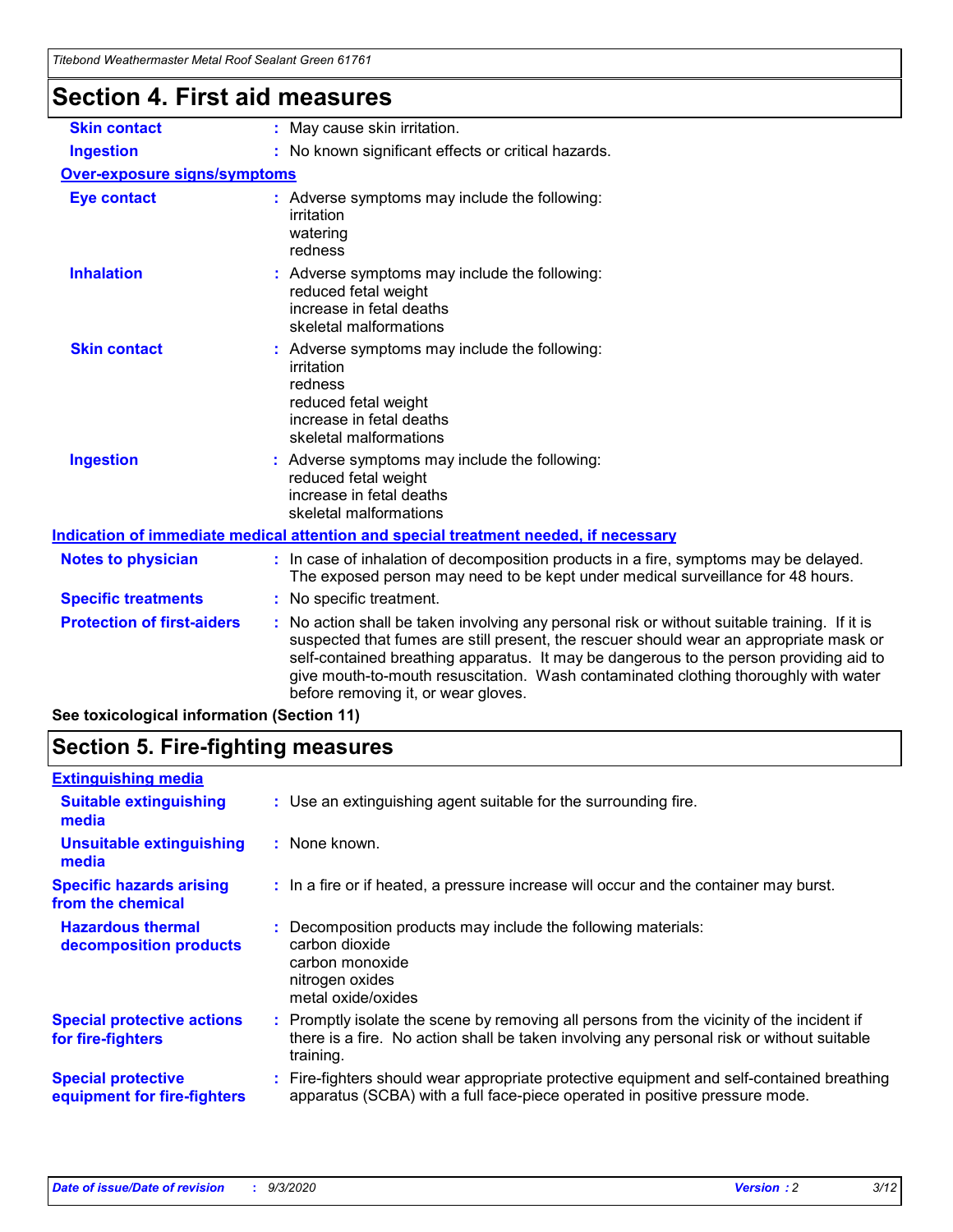## Section 4. First aid measures

**Skin contact** : May cause skin irritation.

**Ingestion** : No known significant effects or critical hazards.

**Over-exposure signs/symptoms**

**Eye contact** : Adverse symptoms may include the following:
irritation
watering
redness

**Inhalation** : Adverse symptoms may include the following:
reduced fetal weight
increase in fetal deaths
skeletal malformations

**Skin contact** : Adverse symptoms may include the following:
irritation
redness
reduced fetal weight
increase in fetal deaths
skeletal malformations

**Ingestion** : Adverse symptoms may include the following:
reduced fetal weight
increase in fetal deaths
skeletal malformations

**Indication of immediate medical attention and special treatment needed, if necessary**

**Notes to physician** : In case of inhalation of decomposition products in a fire, symptoms may be delayed. The exposed person may need to be kept under medical surveillance for 48 hours.

**Specific treatments** : No specific treatment.

**Protection of first-aiders** : No action shall be taken involving any personal risk or without suitable training. If it is suspected that fumes are still present, the rescuer should wear an appropriate mask or self-contained breathing apparatus. It may be dangerous to the person providing aid to give mouth-to-mouth resuscitation. Wash contaminated clothing thoroughly with water before removing it, or wear gloves.

**See toxicological information (Section 11)**

## Section 5. Fire-fighting measures

**Extinguishing media**

**Suitable extinguishing media** : Use an extinguishing agent suitable for the surrounding fire.

**Unsuitable extinguishing media** : None known.

**Specific hazards arising from the chemical** : In a fire or if heated, a pressure increase will occur and the container may burst.

**Hazardous thermal decomposition products** : Decomposition products may include the following materials:
carbon dioxide
carbon monoxide
nitrogen oxides
metal oxide/oxides

**Special protective actions for fire-fighters** : Promptly isolate the scene by removing all persons from the vicinity of the incident if there is a fire. No action shall be taken involving any personal risk or without suitable training.

**Special protective equipment for fire-fighters** : Fire-fighters should wear appropriate protective equipment and self-contained breathing apparatus (SCBA) with a full face-piece operated in positive pressure mode.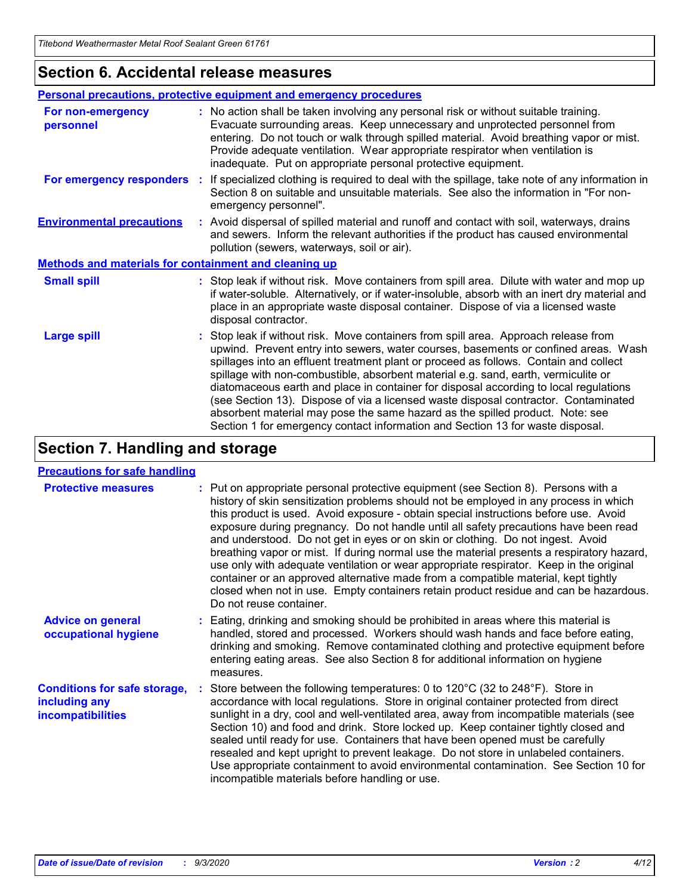## Section 6. Accidental release measures

### Personal precautions, protective equipment and emergency procedures

**For non-emergency personnel** : No action shall be taken involving any personal risk or without suitable training. Evacuate surrounding areas. Keep unnecessary and unprotected personnel from entering. Do not touch or walk through spilled material. Avoid breathing vapor or mist. Provide adequate ventilation. Wear appropriate respirator when ventilation is inadequate. Put on appropriate personal protective equipment.

**For emergency responders** : If specialized clothing is required to deal with the spillage, take note of any information in Section 8 on suitable and unsuitable materials. See also the information in "For non-emergency personnel".

**Environmental precautions** : Avoid dispersal of spilled material and runoff and contact with soil, waterways, drains and sewers. Inform the relevant authorities if the product has caused environmental pollution (sewers, waterways, soil or air).

### Methods and materials for containment and cleaning up

**Small spill** : Stop leak if without risk. Move containers from spill area. Dilute with water and mop up if water-soluble. Alternatively, or if water-insoluble, absorb with an inert dry material and place in an appropriate waste disposal container. Dispose of via a licensed waste disposal contractor.

**Large spill** : Stop leak if without risk. Move containers from spill area. Approach release from upwind. Prevent entry into sewers, water courses, basements or confined areas. Wash spillages into an effluent treatment plant or proceed as follows. Contain and collect spillage with non-combustible, absorbent material e.g. sand, earth, vermiculite or diatomaceous earth and place in container for disposal according to local regulations (see Section 13). Dispose of via a licensed waste disposal contractor. Contaminated absorbent material may pose the same hazard as the spilled product. Note: see Section 1 for emergency contact information and Section 13 for waste disposal.

## Section 7. Handling and storage

### Precautions for safe handling

**Protective measures** : Put on appropriate personal protective equipment (see Section 8). Persons with a history of skin sensitization problems should not be employed in any process in which this product is used. Avoid exposure - obtain special instructions before use. Avoid exposure during pregnancy. Do not handle until all safety precautions have been read and understood. Do not get in eyes or on skin or clothing. Do not ingest. Avoid breathing vapor or mist. If during normal use the material presents a respiratory hazard, use only with adequate ventilation or wear appropriate respirator. Keep in the original container or an approved alternative made from a compatible material, kept tightly closed when not in use. Empty containers retain product residue and can be hazardous. Do not reuse container.

**Advice on general occupational hygiene** : Eating, drinking and smoking should be prohibited in areas where this material is handled, stored and processed. Workers should wash hands and face before eating, drinking and smoking. Remove contaminated clothing and protective equipment before entering eating areas. See also Section 8 for additional information on hygiene measures.

**Conditions for safe storage, including any incompatibilities** : Store between the following temperatures: 0 to 120°C (32 to 248°F). Store in accordance with local regulations. Store in original container protected from direct sunlight in a dry, cool and well-ventilated area, away from incompatible materials (see Section 10) and food and drink. Store locked up. Keep container tightly closed and sealed until ready for use. Containers that have been opened must be carefully resealed and kept upright to prevent leakage. Do not store in unlabeled containers. Use appropriate containment to avoid environmental contamination. See Section 10 for incompatible materials before handling or use.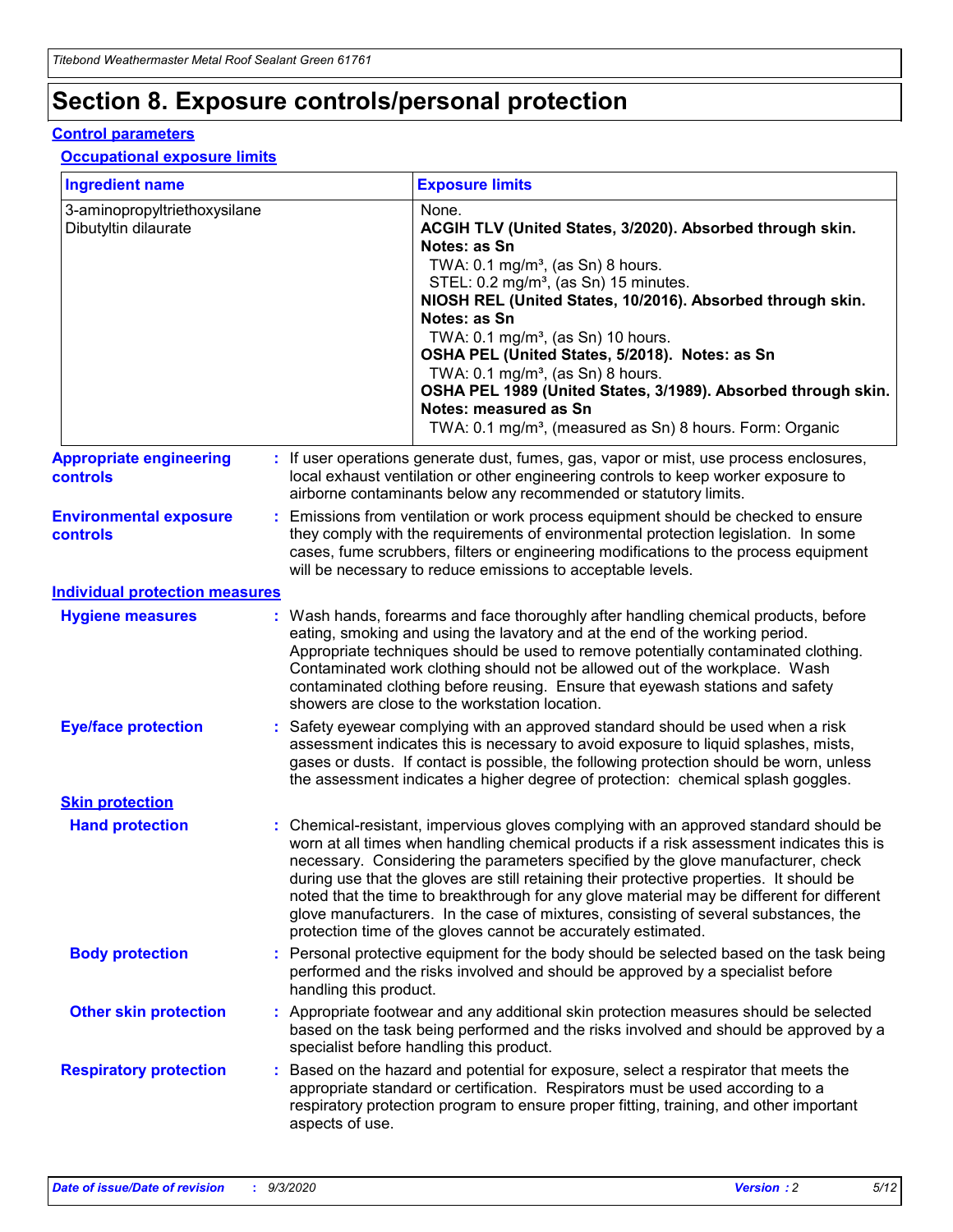# Section 8. Exposure controls/personal protection

## Control parameters

### Occupational exposure limits

| Ingredient name | Exposure limits |
|---|---|
| 3-aminopropyltriethoxysilane | None. |
| Dibutyltin dilaurate | **ACGIH TLV (United States, 3/2020). Absorbed through skin. Notes: as Sn**<br>TWA: 0.1 mg/m³, (as Sn) 8 hours.<br>STEL: 0.2 mg/m³, (as Sn) 15 minutes.<br>**NIOSH REL (United States, 10/2016). Absorbed through skin. Notes: as Sn**<br>TWA: 0.1 mg/m³, (as Sn) 10 hours.<br>**OSHA PEL (United States, 5/2018). Notes: as Sn**<br>TWA: 0.1 mg/m³, (as Sn) 8 hours.<br>**OSHA PEL 1989 (United States, 3/1989). Absorbed through skin. Notes: measured as Sn**<br>TWA: 0.1 mg/m³, (measured as Sn) 8 hours. Form: Organic |

**Appropriate engineering controls** : If user operations generate dust, fumes, gas, vapor or mist, use process enclosures, local exhaust ventilation or other engineering controls to keep worker exposure to airborne contaminants below any recommended or statutory limits.

**Environmental exposure controls** : Emissions from ventilation or work process equipment should be checked to ensure they comply with the requirements of environmental protection legislation. In some cases, fume scrubbers, filters or engineering modifications to the process equipment will be necessary to reduce emissions to acceptable levels.

## Individual protection measures

**Hygiene measures** : Wash hands, forearms and face thoroughly after handling chemical products, before eating, smoking and using the lavatory and at the end of the working period. Appropriate techniques should be used to remove potentially contaminated clothing. Contaminated work clothing should not be allowed out of the workplace. Wash contaminated clothing before reusing. Ensure that eyewash stations and safety showers are close to the workstation location.

**Eye/face protection** : Safety eyewear complying with an approved standard should be used when a risk assessment indicates this is necessary to avoid exposure to liquid splashes, mists, gases or dusts. If contact is possible, the following protection should be worn, unless the assessment indicates a higher degree of protection: chemical splash goggles.

### Skin protection

**Hand protection** : Chemical-resistant, impervious gloves complying with an approved standard should be worn at all times when handling chemical products if a risk assessment indicates this is necessary. Considering the parameters specified by the glove manufacturer, check during use that the gloves are still retaining their protective properties. It should be noted that the time to breakthrough for any glove material may be different for different glove manufacturers. In the case of mixtures, consisting of several substances, the protection time of the gloves cannot be accurately estimated.

**Body protection** : Personal protective equipment for the body should be selected based on the task being performed and the risks involved and should be approved by a specialist before handling this product.

**Other skin protection** : Appropriate footwear and any additional skin protection measures should be selected based on the task being performed and the risks involved and should be approved by a specialist before handling this product.

**Respiratory protection** : Based on the hazard and potential for exposure, select a respirator that meets the appropriate standard or certification. Respirators must be used according to a respiratory protection program to ensure proper fitting, training, and other important aspects of use.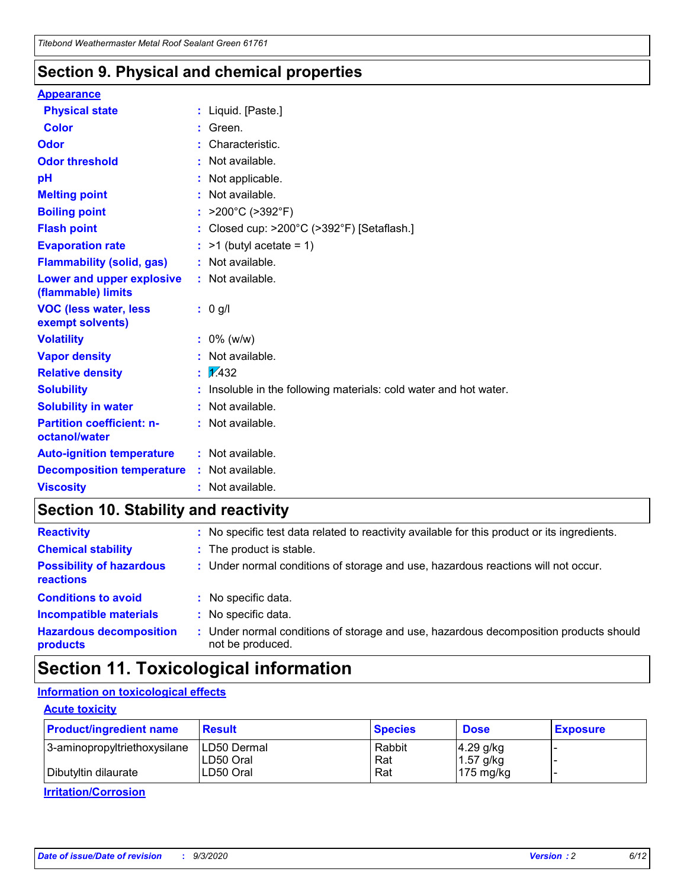## Section 9. Physical and chemical properties

**Appearance**

| | |
|---|---|
| **Physical state** | : Liquid. [Paste.] |
| **Color** | : Green. |
| **Odor** | : Characteristic. |
| **Odor threshold** | : Not available. |
| **pH** | : Not applicable. |
| **Melting point** | : Not available. |
| **Boiling point** | : >200°C (>392°F) |
| **Flash point** | : Closed cup: >200°C (>392°F) [Setaflash.] |
| **Evaporation rate** | : >1 (butyl acetate = 1) |
| **Flammability (solid, gas)** | : Not available. |
| **Lower and upper explosive (flammable) limits** | : Not available. |
| **VOC (less water, less exempt solvents)** | : 0 g/l |
| **Volatility** | : 0% (w/w) |
| **Vapor density** | : Not available. |
| **Relative density** | : 1.432 |
| **Solubility** | : Insoluble in the following materials: cold water and hot water. |
| **Solubility in water** | : Not available. |
| **Partition coefficient: n-octanol/water** | : Not available. |
| **Auto-ignition temperature** | : Not available. |
| **Decomposition temperature** | : Not available. |
| **Viscosity** | : Not available. |

## Section 10. Stability and reactivity

| | |
|---|---|
| **Reactivity** | : No specific test data related to reactivity available for this product or its ingredients. |
| **Chemical stability** | : The product is stable. |
| **Possibility of hazardous reactions** | : Under normal conditions of storage and use, hazardous reactions will not occur. |
| **Conditions to avoid** | : No specific data. |
| **Incompatible materials** | : No specific data. |
| **Hazardous decomposition products** | : Under normal conditions of storage and use, hazardous decomposition products should not be produced. |

## Section 11. Toxicological information

**Information on toxicological effects**

**Acute toxicity**

| Product/ingredient name | Result | Species | Dose | Exposure |
|---|---|---|---|---|
| 3-aminopropyltriethoxysilane | LD50 Dermal | Rabbit | 4.29 g/kg | - |
| | LD50 Oral | Rat | 1.57 g/kg | - |
| Dibutyltin dilaurate | LD50 Oral | Rat | 175 mg/kg | - |

**Irritation/Corrosion**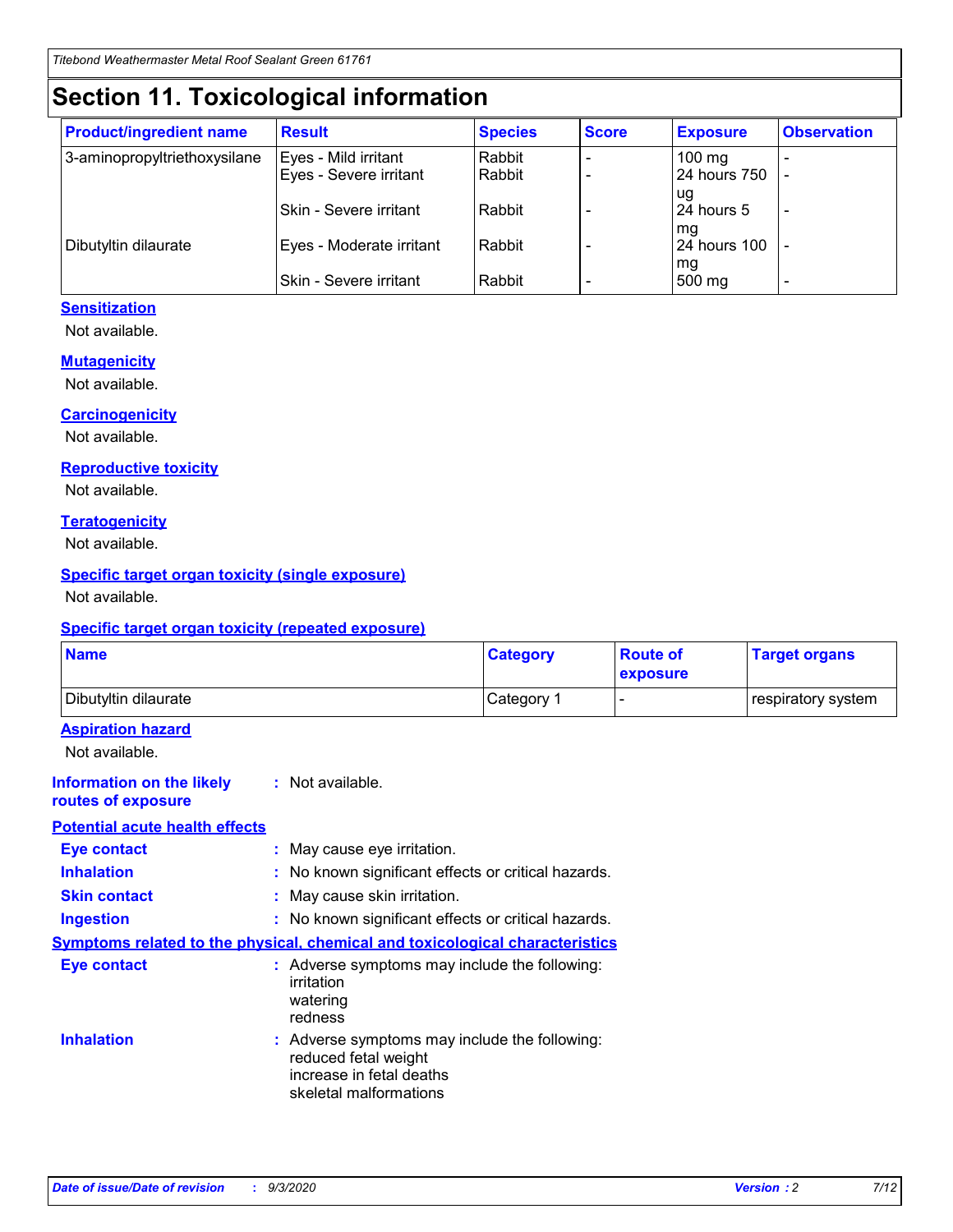# Section 11. Toxicological information

| Product/ingredient name | Result | Species | Score | Exposure | Observation |
|---|---|---|---|---|---|
| 3-aminopropyltriethoxysilane | Eyes - Mild irritant | Rabbit | - | 100 mg | - |
| | Eyes - Severe irritant | Rabbit | - | 24 hours 750 ug | - |
| | Skin - Severe irritant | Rabbit | - | 24 hours 5 mg | - |
| Dibutyltin dilaurate | Eyes - Moderate irritant | Rabbit | - | 24 hours 100 mg | - |
| | Skin - Severe irritant | Rabbit | - | 500 mg | - |

### Sensitization

Not available.

### Mutagenicity

Not available.

### Carcinogenicity

Not available.

### Reproductive toxicity

Not available.

### Teratogenicity

Not available.

### Specific target organ toxicity (single exposure)

Not available.

### Specific target organ toxicity (repeated exposure)

| Name | Category | Route of exposure | Target organs |
|---|---|---|---|
| Dibutyltin dilaurate | Category 1 | - | respiratory system |

### Aspiration hazard

Not available.

**Information on the likely routes of exposure** : Not available.

### Potential acute health effects

**Eye contact** : May cause eye irritation.

**Inhalation** : No known significant effects or critical hazards.

**Skin contact** : May cause skin irritation.

**Ingestion** : No known significant effects or critical hazards.

### Symptoms related to the physical, chemical and toxicological characteristics

**Eye contact** : Adverse symptoms may include the following:
irritation
watering
redness

**Inhalation** : Adverse symptoms may include the following:
reduced fetal weight
increase in fetal deaths
skeletal malformations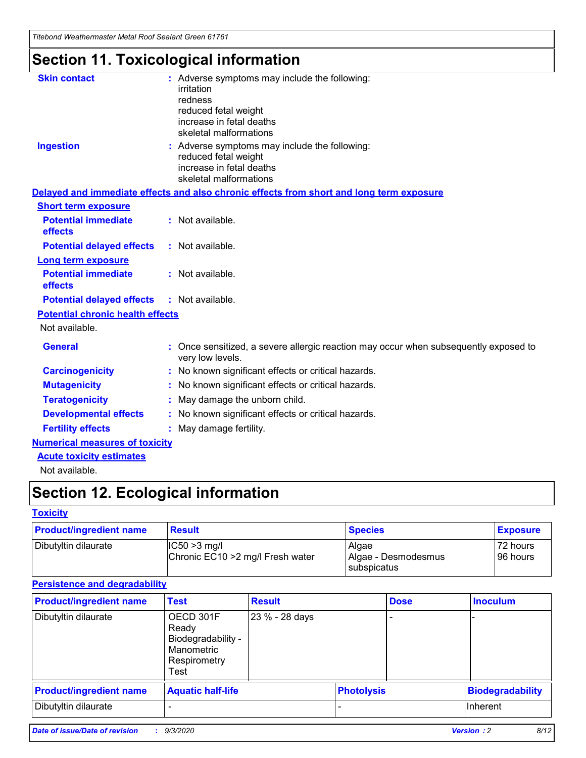# Section 11. Toxicological information

**Skin contact** : Adverse symptoms may include the following:
irritation
redness
reduced fetal weight
increase in fetal deaths
skeletal malformations

**Ingestion** : Adverse symptoms may include the following:
reduced fetal weight
increase in fetal deaths
skeletal malformations

**Delayed and immediate effects and also chronic effects from short and long term exposure**

**Short term exposure**

**Potential immediate effects** : Not available.

**Potential delayed effects** : Not available.

**Long term exposure**

**Potential immediate effects** : Not available.

**Potential delayed effects** : Not available.

**Potential chronic health effects**

Not available.

**General** : Once sensitized, a severe allergic reaction may occur when subsequently exposed to very low levels.

**Carcinogenicity** : No known significant effects or critical hazards.

**Mutagenicity** : No known significant effects or critical hazards.

**Teratogenicity** : May damage the unborn child.

**Developmental effects** : No known significant effects or critical hazards.

**Fertility effects** : May damage fertility.

**Numerical measures of toxicity**

**Acute toxicity estimates**

Not available.

# Section 12. Ecological information

**Toxicity**

| Product/ingredient name | Result | Species | Exposure |
|---|---|---|---|
| Dibutyltin dilaurate | IC50 >3 mg/l<br>Chronic EC10 >2 mg/l Fresh water | Algae<br>Algae - Desmodesmus subspicatus | 72 hours<br>96 hours |

**Persistence and degradability**

| Product/ingredient name | Test | Result | Dose | Inoculum |
|---|---|---|---|---|
| Dibutyltin dilaurate | OECD 301F Ready Biodegradability - Manometric Respirometry Test | 23 % - 28 days | - | - |

| Product/ingredient name | Aquatic half-life | Photolysis | Biodegradability |
|---|---|---|---|
| Dibutyltin dilaurate | - | - | Inherent |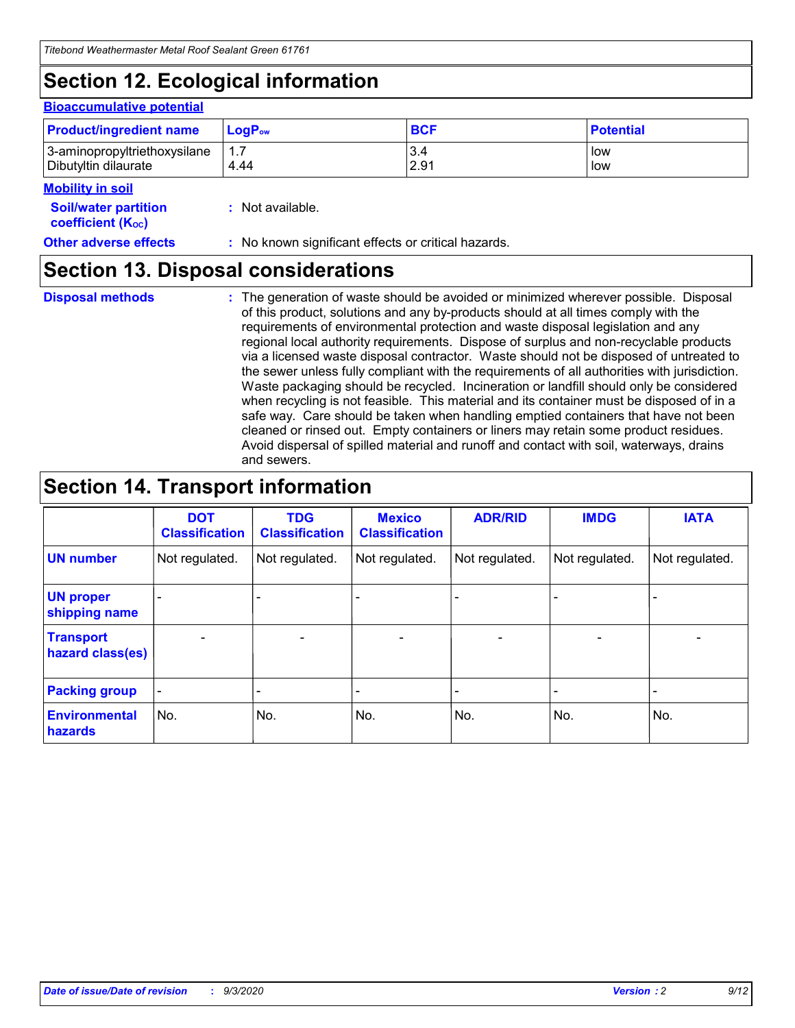# Section 12. Ecological information

### Bioaccumulative potential

| Product/ingredient name | $LogP_{ow}$ | BCF | Potential |
|---|---|---|---|
| 3-aminopropyltriethoxysilane | 1.7 | 3.4 | low |
| Dibutyltin dilaurate | 4.44 | 2.91 | low |

### Mobility in soil

**Soil/water partition coefficient ($K_{OC}$)** : Not available.

**Other adverse effects** : No known significant effects or critical hazards.

# Section 13. Disposal considerations

**Disposal methods** : The generation of waste should be avoided or minimized wherever possible. Disposal of this product, solutions and any by-products should at all times comply with the requirements of environmental protection and waste disposal legislation and any regional local authority requirements. Dispose of surplus and non-recyclable products via a licensed waste disposal contractor. Waste should not be disposed of untreated to the sewer unless fully compliant with the requirements of all authorities with jurisdiction. Waste packaging should be recycled. Incineration or landfill should only be considered when recycling is not feasible. This material and its container must be disposed of in a safe way. Care should be taken when handling emptied containers that have not been cleaned or rinsed out. Empty containers or liners may retain some product residues. Avoid dispersal of spilled material and runoff and contact with soil, waterways, drains and sewers.

# Section 14. Transport information

| | DOT Classification | TDG Classification | Mexico Classification | ADR/RID | IMDG | IATA |
|---|---|---|---|---|---|---|
| UN number | Not regulated. | Not regulated. | Not regulated. | Not regulated. | Not regulated. | Not regulated. |
| UN proper shipping name | - | - | - | - | - | - |
| Transport hazard class(es) | - | - | - | - | - | - |
| Packing group | - | - | - | - | - | - |
| Environmental hazards | No. | No. | No. | No. | No. | No. |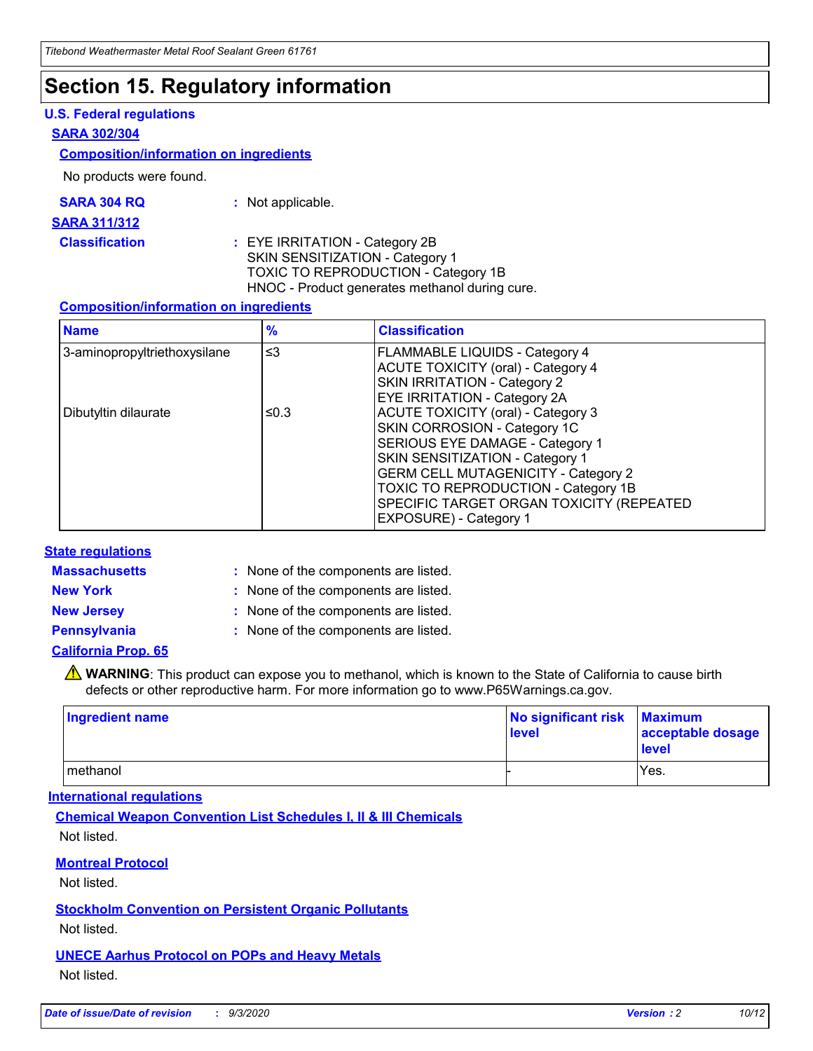# Section 15. Regulatory information

### U.S. Federal regulations

**SARA 302/304**

**Composition/information on ingredients**

No products were found.

**SARA 304 RQ** : Not applicable.

**SARA 311/312**

**Classification** : EYE IRRITATION - Category 2B
SKIN SENSITIZATION - Category 1
TOXIC TO REPRODUCTION - Category 1B
HNOC - Product generates methanol during cure.

**Composition/information on ingredients**

| Name | % | Classification |
|---|---|---|
| 3-aminopropyltriethoxysilane | ≤3 | FLAMMABLE LIQUIDS - Category 4<br>ACUTE TOXICITY (oral) - Category 4<br>SKIN IRRITATION - Category 2<br>EYE IRRITATION - Category 2A |
| Dibutyltin dilaurate | ≤0.3 | ACUTE TOXICITY (oral) - Category 3<br>SKIN CORROSION - Category 1C<br>SERIOUS EYE DAMAGE - Category 1<br>SKIN SENSITIZATION - Category 1<br>GERM CELL MUTAGENICITY - Category 2<br>TOXIC TO REPRODUCTION - Category 1B<br>SPECIFIC TARGET ORGAN TOXICITY (REPEATED EXPOSURE) - Category 1 |

### State regulations

**Massachusetts** : None of the components are listed.

**New York** : None of the components are listed.

**New Jersey** : None of the components are listed.

**Pennsylvania** : None of the components are listed.

**California Prop. 65**

⚠ **WARNING**: This product can expose you to methanol, which is known to the State of California to cause birth defects or other reproductive harm. For more information go to www.P65Warnings.ca.gov.

| Ingredient name | No significant risk level | Maximum acceptable dosage level |
|---|---|---|
| methanol | - | Yes. |

### International regulations

**Chemical Weapon Convention List Schedules I, II & III Chemicals**

Not listed.

**Montreal Protocol**

Not listed.

**Stockholm Convention on Persistent Organic Pollutants**

Not listed.

**UNECE Aarhus Protocol on POPs and Heavy Metals**

Not listed.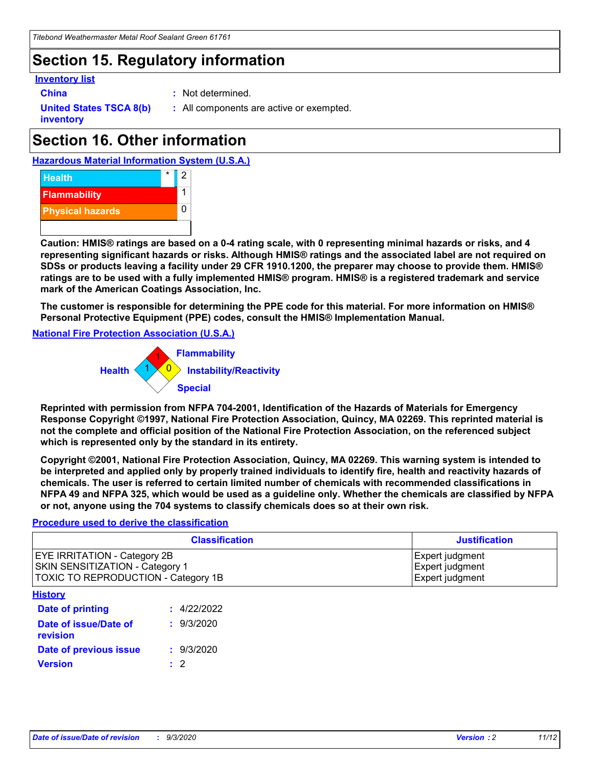## Section 15. Regulatory information

**Inventory list**

**China** : Not determined.

**United States TSCA 8(b) inventory** : All components are active or exempted.

## Section 16. Other information

**Hazardous Material Information System (U.S.A.)**

| | | |
|---|---|---|
| Health | * | 2 |
| Flammability | | 1 |
| Physical hazards | | 0 |

**Caution: HMIS® ratings are based on a 0-4 rating scale, with 0 representing minimal hazards or risks, and 4 representing significant hazards or risks. Although HMIS® ratings and the associated label are not required on SDSs or products leaving a facility under 29 CFR 1910.1200, the preparer may choose to provide them. HMIS® ratings are to be used with a fully implemented HMIS® program. HMIS® is a registered trademark and service mark of the American Coatings Association, Inc.**

**The customer is responsible for determining the PPE code for this material. For more information on HMIS® Personal Protective Equipment (PPE) codes, consult the HMIS® Implementation Manual.**

**National Fire Protection Association (U.S.A.)**

Flammability: 1
Health: 1
Instability/Reactivity: 0
Special:

**Reprinted with permission from NFPA 704-2001, Identification of the Hazards of Materials for Emergency Response Copyright ©1997, National Fire Protection Association, Quincy, MA 02269. This reprinted material is not the complete and official position of the National Fire Protection Association, on the referenced subject which is represented only by the standard in its entirety.**

**Copyright ©2001, National Fire Protection Association, Quincy, MA 02269. This warning system is intended to be interpreted and applied only by properly trained individuals to identify fire, health and reactivity hazards of chemicals. The user is referred to certain limited number of chemicals with recommended classifications in NFPA 49 and NFPA 325, which would be used as a guideline only. Whether the chemicals are classified by NFPA or not, anyone using the 704 systems to classify chemicals does so at their own risk.**

**Procedure used to derive the classification**

| Classification | Justification |
|---|---|
| EYE IRRITATION - Category 2B | Expert judgment |
| SKIN SENSITIZATION - Category 1 | Expert judgment |
| TOXIC TO REPRODUCTION - Category 1B | Expert judgment |

**History**

**Date of printing** : 4/22/2022

**Date of issue/Date of revision** : 9/3/2020

**Date of previous issue** : 9/3/2020

**Version** : 2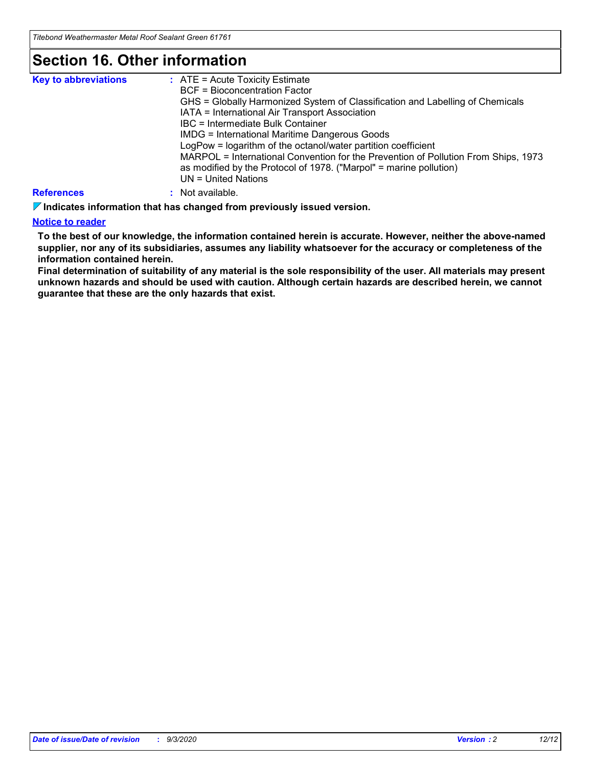# Section 16. Other information

**Key to abbreviations** : ATE = Acute Toxicity Estimate
BCF = Bioconcentration Factor
GHS = Globally Harmonized System of Classification and Labelling of Chemicals
IATA = International Air Transport Association
IBC = Intermediate Bulk Container
IMDG = International Maritime Dangerous Goods
LogPow = logarithm of the octanol/water partition coefficient
MARPOL = International Convention for the Prevention of Pollution From Ships, 1973 as modified by the Protocol of 1978. ("Marpol" = marine pollution)
UN = United Nations

**References** : Not available.

**Indicates information that has changed from previously issued version.**

**Notice to reader**

**To the best of our knowledge, the information contained herein is accurate. However, neither the above-named supplier, nor any of its subsidiaries, assumes any liability whatsoever for the accuracy or completeness of the information contained herein.**

**Final determination of suitability of any material is the sole responsibility of the user. All materials may present unknown hazards and should be used with caution. Although certain hazards are described herein, we cannot guarantee that these are the only hazards that exist.**